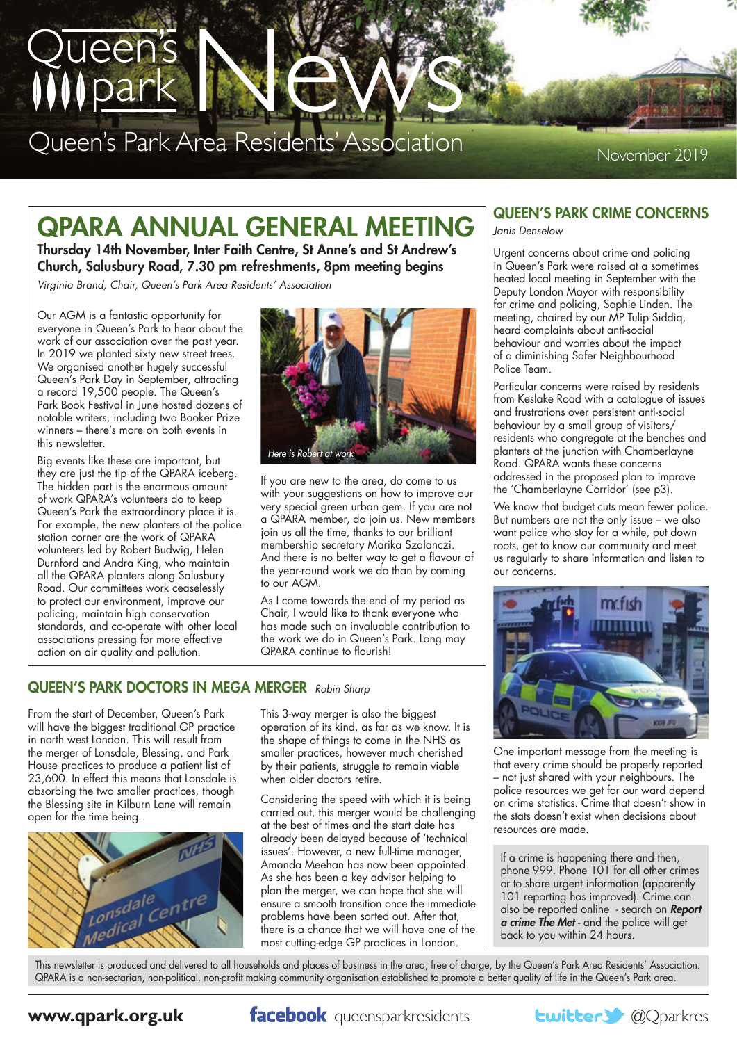# Queen's park News

Queen's Park Area Residents' Association

November 2019

## QPARA ANNUAL GENERAL MEETING

**Thursday 14th November, Inter Faith Centre, St Anne's and St Andrew's Church, Salusbury Road, 7.30 pm refreshments, 8pm meeting begins**

*Virginia Brand, Chair, Queen's Park Area Residents' Association*

Our AGM is a fantastic opportunity for everyone in Queen's Park to hear about the work of our association over the past year. In 2019 we planted sixty new street trees. We organised another hugely successful Queen's Park Day in September, attracting a record 19,500 people. The Queen's Park Book Festival in June hosted dozens of notable writers, including two Booker Prize winners – there's more on both events in this newsletter.

Big events like these are important, but they are just the tip of the QPARA iceberg. The hidden part is the enormous amount of work QPARA's volunteers do to keep Queen's Park the extraordinary place it is. For example, the new planters at the police station corner are the work of QPARA volunteers led by Robert Budwig, Helen Durnford and Andra King, who maintain all the QPARA planters along Salusbury Road. Our committees work ceaselessly to protect our environment, improve our policing, maintain high conservation standards, and co-operate with other local associations pressing for more effective action on air quality and pollution.

*Here is Robert at work*

If you are new to the area, do come to us with your suggestions on how to improve our very special green urban gem. If you are not a QPARA member, do join us. New members join us all the time, thanks to our brilliant membership secretary Marika Szalanczi. And there is no better way to get a flavour of the year-round work we do than by coming to our AGM.

As I come towards the end of my period as Chair, I would like to thank everyone who has made such an invaluable contribution to the work we do in Queen's Park. Long may QPARA continue to flourish!

## QUEEN'S PARK DOCTORS IN MEGA MERGER

*Robin Sharp*

From the start of December, Queen's Park will have the biggest traditional GP practice in north west London. This will result from the merger of Lonsdale, Blessing, and Park House practices to produce a patient list of 23,600. In effect this means that Lonsdale is absorbing the two smaller practices, though the Blessing site in Kilburn Lane will remain open for the time being.

This 3-way merger is also the biggest operation of its kind, as far as we know. It is the shape of things to come in the NHS as smaller practices, however much cherished by their patients, struggle to remain viable when older doctors retire.

Considering the speed with which it is being carried out, this merger would be challenging at the best of times and the start date has already been delayed because of 'technical issues'. However, a new full-time manager, Amanda Meehan has now been appointed. As she has been a key advisor helping to plan the merger, we can hope that she will ensure a smooth transition once the immediate problems have been sorted out. After that, there is a chance that we will have one of the most cutting-edge GP practices in London.

## QUEEN'S PARK CRIME CONCERNS

*Janis Denselow*

Urgent concerns about crime and policing in Queen's Park were raised at a sometimes heated local meeting in September with the Deputy London Mayor with responsibility for crime and policing, Sophie Linden. The meeting, chaired by our MP Tulip Siddiq, heard complaints about anti-social behaviour and worries about the impact of a diminishing Safer Neighbourhood Police Team.

Particular concerns were raised by residents from Keslake Road with a catalogue of issues and frustrations over persistent anti-social behaviour by a small group of visitors/residents who congregate at the benches and planters at the junction with Chamberlayne Road. QPARA wants these concerns addressed in the proposed plan to improve the 'Chamberlayne Corridor' (see p3).

We know that budget cuts mean fewer police. But numbers are not the only issue – we also want police who stay for a while, put down roots, get to know our community and meet us regularly to share information and listen to our concerns.

One important message from the meeting is that every crime should be properly reported – not just shared with your neighbours. The police resources we get for our ward depend on crime statistics. Crime that doesn't show in the stats doesn't exist when decisions about resources are made.

If a crime is happening there and then, phone 999. Phone 101 for all other crimes or to share urgent information (apparently 101 reporting has improved). Crime can also be reported online - search on ***Report a crime The Met*** - and the police will get back to you within 24 hours.

This newsletter is produced and delivered to all households and places of business in the area, free of charge, by the Queen's Park Area Residents' Association. QPARA is a non-sectarian, non-political, non-profit making community organisation established to promote a better quality of life in the Queen's Park area.

**www.qpark.org.uk** | facebook queensparkresidents | twitter @Qparkres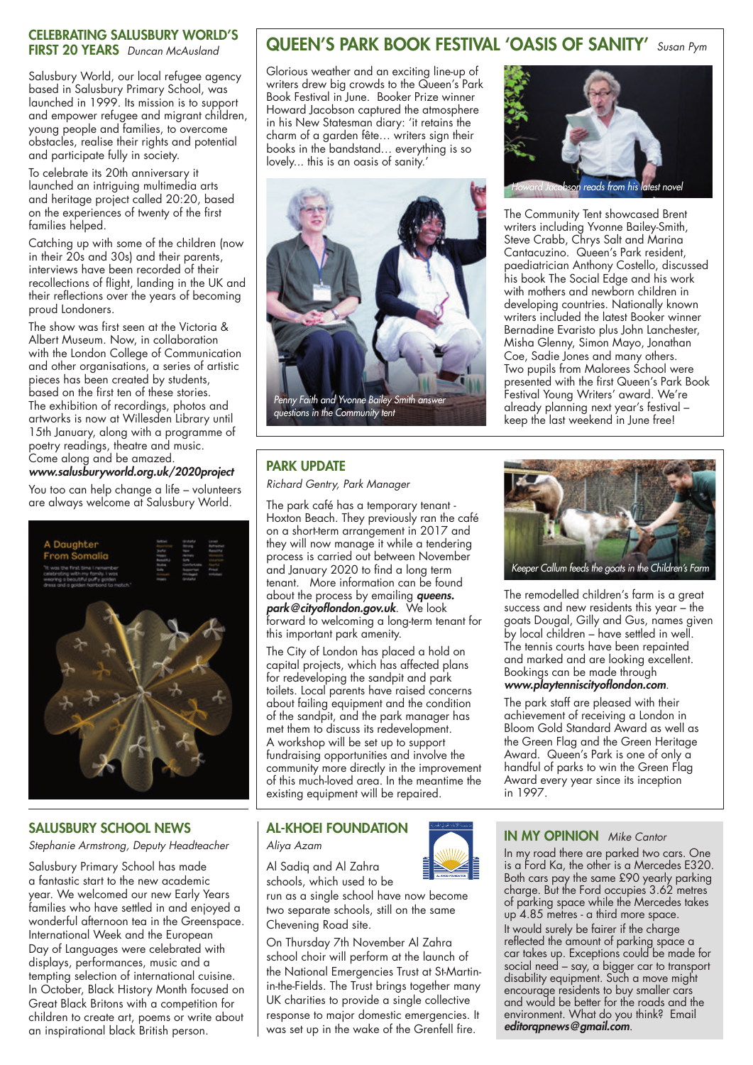## CELEBRATING SALUSBURY WORLD'S FIRST 20 YEARS *Duncan McAusland*

Salusbury World, our local refugee agency based in Salusbury Primary School, was launched in 1999. Its mission is to support and empower refugee and migrant children, young people and families, to overcome obstacles, realise their rights and potential and participate fully in society.

To celebrate its 20th anniversary it launched an intriguing multimedia arts and heritage project called 20:20, based on the experiences of twenty of the first families helped.

Catching up with some of the children (now in their 20s and 30s) and their parents, interviews have been recorded of their recollections of flight, landing in the UK and their reflections over the years of becoming proud Londoners.

The show was first seen at the Victoria & Albert Museum. Now, in collaboration with the London College of Communication and other organisations, a series of artistic pieces has been created by students, based on the first ten of these stories. The exhibition of recordings, photos and artworks is now at Willesden Library until 15th January, along with a programme of poetry readings, theatre and music. Come along and be amazed.
***www.salusburyworld.org.uk/2020project***

You too can help change a life – volunteers are always welcome at Salusbury World.

## QUEEN'S PARK BOOK FESTIVAL 'OASIS OF SANITY' *Susan Pym*

Glorious weather and an exciting line-up of writers drew big crowds to the Queen's Park Book Festival in June. Booker Prize winner Howard Jacobson captured the atmosphere in his New Statesman diary: 'it retains the charm of a garden fête… writers sign their books in the bandstand… everything is so lovely... this is an oasis of sanity.'

*Penny Faith and Yvonne Bailey Smith answer questions in the Community tent*

*Howard Jacobson reads from his latest novel*

The Community Tent showcased Brent writers including Yvonne Bailey-Smith, Steve Crabb, Chrys Salt and Marina Cantacuzino. Queen's Park resident, paediatrician Anthony Costello, discussed his book The Social Edge and his work with mothers and newborn children in developing countries. Nationally known writers included the latest Booker winner Bernadine Evaristo plus John Lanchester, Misha Glenny, Simon Mayo, Jonathan Coe, Sadie Jones and many others. Two pupils from Malorees School were presented with the first Queen's Park Book Festival Young Writers' award. We're already planning next year's festival – keep the last weekend in June free!

## PARK UPDATE

*Richard Gentry, Park Manager*

The park café has a temporary tenant - Hoxton Beach. They previously ran the café on a short-term arrangement in 2017 and they will now manage it while a tendering process is carried out between November and January 2020 to find a long term tenant. More information can be found about the process by emailing ***queens.park@cityoflondon.gov.uk***. We look forward to welcoming a long-term tenant for this important park amenity.

The City of London has placed a hold on capital projects, which has affected plans for redeveloping the sandpit and park toilets. Local parents have raised concerns about failing equipment and the condition of the sandpit, and the park manager has met them to discuss its redevelopment. A workshop will be set up to support fundraising opportunities and involve the community more directly in the improvement of this much-loved area. In the meantime the existing equipment will be repaired.

*Keeper Callum feeds the goats in the Children's Farm*

The remodelled children's farm is a great success and new residents this year – the goats Dougal, Gilly and Gus, names given by local children – have settled in well. The tennis courts have been repainted and marked and are looking excellent. Bookings can be made through ***www.playtenniscityoflondon.com***.

The park staff are pleased with their achievement of receiving a London in Bloom Gold Standard Award as well as the Green Flag and the Green Heritage Award. Queen's Park is one of only a handful of parks to win the Green Flag Award every year since its inception in 1997.

## SALUSBURY SCHOOL NEWS

*Stephanie Armstrong, Deputy Headteacher*

Salusbury Primary School has made a fantastic start to the new academic year. We welcomed our new Early Years families who have settled in and enjoyed a wonderful afternoon tea in the Greenspace. International Week and the European Day of Languages were celebrated with displays, performances, music and a tempting selection of international cuisine. In October, Black History Month focused on Great Black Britons with a competition for children to create art, poems or write about an inspirational black British person.

## AL-KHOEI FOUNDATION

*Aliya Azam*

Al Sadiq and Al Zahra schools, which used to be run as a single school have now become two separate schools, still on the same Chevening Road site.

On Thursday 7th November Al Zahra school choir will perform at the launch of the National Emergencies Trust at St-Martin-in-the-Fields. The Trust brings together many UK charities to provide a single collective response to major domestic emergencies. It was set up in the wake of the Grenfell fire.

## IN MY OPINION *Mike Cantor*

In my road there are parked two cars. One is a Ford Ka, the other is a Mercedes E320. Both cars pay the same £90 yearly parking charge. But the Ford occupies 3.62 metres of parking space while the Mercedes takes up 4.85 metres - a third more space.

It would surely be fairer if the charge reflected the amount of parking space a car takes up. Exceptions could be made for social need – say, a bigger car to transport disability equipment. Such a move might encourage residents to buy smaller cars and would be better for the roads and the environment. What do you think? Email ***editorqpnews@gmail.com***.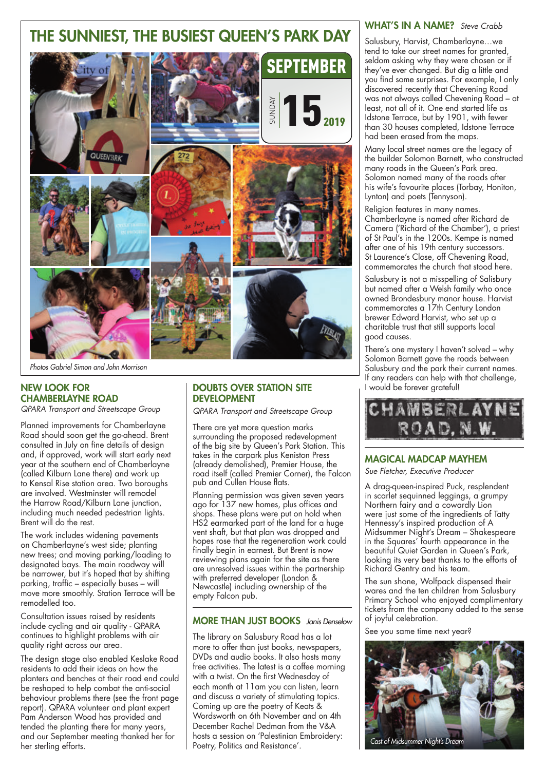# THE SUNNIEST, THE BUSIEST QUEEN'S PARK DAY

SEPTEMBER

SUNDAY **15** 2019

*Photos Gabriel Simon and John Morrison*

## NEW LOOK FOR CHAMBERLAYNE ROAD

*QPARA Transport and Streetscape Group*

Planned improvements for Chamberlayne Road should soon get the go-ahead. Brent consulted in July on fine details of design and, if approved, work will start early next year at the southern end of Chamberlayne (called Kilburn Lane there) and work up to Kensal Rise station area. Two boroughs are involved. Westminster will remodel the Harrow Road/Kilburn Lane junction, including much needed pedestrian lights. Brent will do the rest.

The work includes widening pavements on Chamberlayne's west side; planting new trees; and moving parking/loading to designated bays. The main roadway will be narrower, but it's hoped that by shifting parking, traffic – especially buses – will move more smoothly. Station Terrace will be remodelled too.

Consultation issues raised by residents include cycling and air quality - QPARA continues to highlight problems with air quality right across our area.

The design stage also enabled Keslake Road residents to add their ideas on how the planters and benches at their road end could be reshaped to help combat the anti-social behaviour problems there (see the front page report). QPARA volunteer and plant expert Pam Anderson Wood has provided and tended the planting there for many years, and our September meeting thanked her for her sterling efforts.

## DOUBTS OVER STATION SITE DEVELOPMENT

*QPARA Transport and Streetscape Group*

There are yet more question marks surrounding the proposed redevelopment of the big site by Queen's Park Station. This takes in the carpark plus Keniston Press (already demolished), Premier House, the road itself (called Premier Corner), the Falcon pub and Cullen House flats.

Planning permission was given seven years ago for 137 new homes, plus offices and shops. These plans were put on hold when HS2 earmarked part of the land for a huge vent shaft, but that plan was dropped and hopes rose that the regeneration work could finally begin in earnest. But Brent is now reviewing plans again for the site as there are unresolved issues within the partnership with preferred developer (London & Newcastle) including ownership of the empty Falcon pub.

## MORE THAN JUST BOOKS *Janis Denselow*

The library on Salusbury Road has a lot more to offer than just books, newspapers, DVDs and audio books. It also hosts many free activities. The latest is a coffee morning with a twist. On the first Wednesday of each month at 11am you can listen, learn and discuss a variety of stimulating topics. Coming up are the poetry of Keats & Wordsworth on 6th November and on 4th December Rachel Dedman from the V&A hosts a session on 'Palestinian Embroidery: Poetry, Politics and Resistance'.

## WHAT'S IN A NAME? *Steve Crabb*

Salusbury, Harvist, Chamberlayne…we tend to take our street names for granted, seldom asking why they were chosen or if they've ever changed. But dig a little and you find some surprises. For example, I only discovered recently that Chevening Road was not always called Chevening Road – at least, not all of it. One end started life as Idstone Terrace, but by 1901, with fewer than 30 houses completed, Idstone Terrace had been erased from the maps.

Many local street names are the legacy of the builder Solomon Barnett, who constructed many roads in the Queen's Park area. Solomon named many of the roads after his wife's favourite places (Torbay, Honiton, Lynton) and poets (Tennyson).

Religion features in many names. Chamberlayne is named after Richard de Camera ('Richard of the Chamber'), a priest of St Paul's in the 1200s. Kempe is named after one of his 19th century successors. St Laurence's Close, off Chevening Road, commemorates the church that stood here.

Salusbury is not a misspelling of Salisbury but named after a Welsh family who once owned Brondesbury manor house. Harvist commemorates a 17th Century London brewer Edward Harvist, who set up a charitable trust that still supports local good causes.

There's one mystery I haven't solved – why Solomon Barnett gave the roads between Salusbury and the park their current names. If any readers can help with that challenge, I would be forever grateful!

CHAMBERLAYNE ROAD, N.W.

## MAGICAL MADCAP MAYHEM

*Sue Fletcher, Executive Producer*

A drag-queen-inspired Puck, resplendent in scarlet sequinned leggings, a grumpy Northern fairy and a cowardly Lion were just some of the ingredients of Tatty Hennessy's inspired production of A Midsummer Night's Dream – Shakespeare in the Squares' fourth appearance in the beautiful Quiet Garden in Queen's Park, looking its very best thanks to the efforts of Richard Gentry and his team.

The sun shone, Wolfpack dispensed their wares and the ten children from Salusbury Primary School who enjoyed complimentary tickets from the company added to the sense of joyful celebration.

See you same time next year?

*Cast of Midsummer Night's Dream*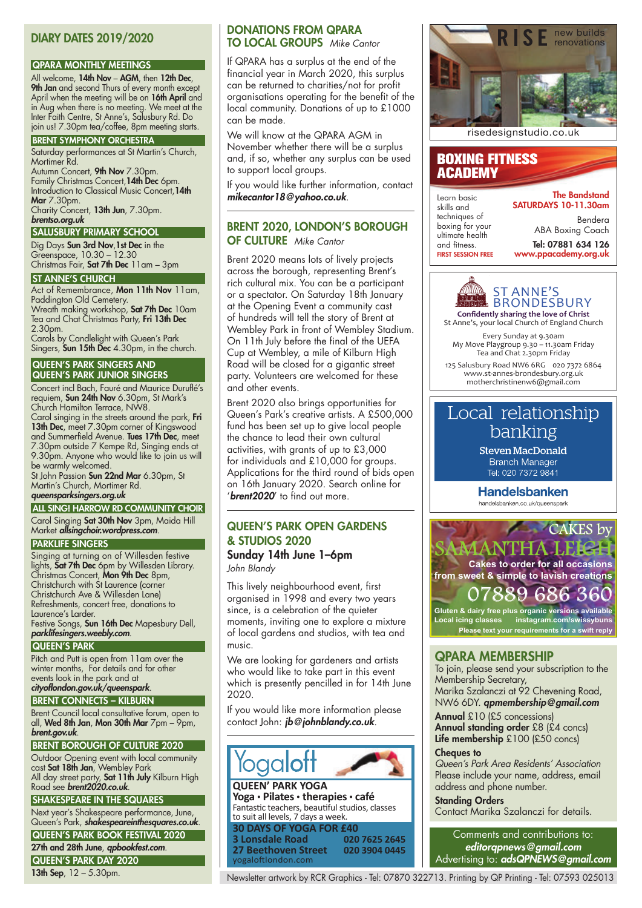## DIARY DATES 2019/2020

### QPARA MONTHLY MEETINGS

All welcome, **14th Nov – AGM**, then **12th Dec**, **9th Jan** and second Thurs of every month except April when the meeting will be on **16th April** and in Aug when there is no meeting. We meet at the Inter Faith Centre, St Anne's, Salusbury Rd. Do join us! 7.30pm tea/coffee, 8pm meeting starts.

### BRENT SYMPHONY ORCHESTRA

Saturday performances at St Martin's Church, Mortimer Rd.
Autumn Concert, **9th Nov** 7.30pm.
Family Christmas Concert, **14th Dec** 6pm.
Introduction to Classical Music Concert, **14th Mar** 7.30pm.
Charity Concert, **13th Jun**, 7.30pm.
***brentso.org.uk***

### SALUSBURY PRIMARY SCHOOL

Dig Days **Sun 3rd Nov**, **1st Dec** in the Greenspace, 10.30 – 12.30
Christmas Fair, **Sat 7th Dec** 11am – 3pm

### ST ANNE'S CHURCH

Act of Remembrance, **Mon 11th Nov** 11am, Paddington Old Cemetery.
Wreath making workshop, **Sat 7th Dec** 10am
Tea and Chat Christmas Party, **Fri 13th Dec** 2.30pm.
Carols by Candlelight with Queen's Park Singers, **Sun 15th Dec** 4.30pm, in the church.

### QUEEN'S PARK SINGERS AND QUEEN'S PARK JUNIOR SINGERS

Concert incl Bach, Fauré and Maurice Duruflé's requiem, **Sun 24th Nov** 6.30pm, St Mark's Church Hamilton Terrace, NW8.
Carol singing in the streets around the park, **Fri 13th Dec**, meet 7.30pm corner of Kingswood and Summerfield Avenue. **Tues 17th Dec**, meet 7.30pm outside 7 Kempe Rd, Singing ends at 9.30pm. Anyone who would like to join us will be warmly welcomed.
St John Passion **Sun 22nd Mar** 6.30pm, St Martin's Church, Mortimer Rd.
***queensparksingers.org.uk***

### ALL SING! HARROW RD COMMUNITY CHOIR

Carol Singing **Sat 30th Nov** 3pm, Maida Hill Market ***allsingchoir.wordpress.com***.

### PARKLIFE SINGERS

Singing at turning on of Willesden festive lights, **Sat 7th Dec** 6pm by Willesden Library.
Christmas Concert, **Mon 9th Dec** 8pm, Christchurch with St Laurence (corner Christchurch Ave & Willesden Lane)
Refreshments, concert free, donations to Laurence's Larder.
Festive Songs, **Sun 16th Dec** Mapesbury Dell, ***parklifesingers.weebly.com***.

### QUEEN'S PARK

Pitch and Putt is open from 11am over the winter months, For details and for other events look in the park and at ***cityoflondon.gov.uk/queenspark***.

### BRENT CONNECTS – KILBURN

Brent Council local consultative forum, open to all, **Wed 8th Jan**, **Mon 30th Mar** 7pm – 9pm, ***brent.gov.uk***.

### BRENT BOROUGH OF CULTURE 2020

Outdoor Opening event with local community cast **Sat 18th Jan**, Wembley Park
All day street party, **Sat 11th July** Kilburn High Road see ***brent2020.co.uk***.

### SHAKESPEARE IN THE SQUARES

Next year's Shakespeare performance, June, Queen's Park, ***shakespeareinthesquares.co.uk***.

### QUEEN'S PARK BOOK FESTIVAL 2020

**27th and 28th June**, ***qpbookfest.com***.

### QUEEN'S PARK DAY 2020

**13th Sep**, 12 – 5.30pm.

## DONATIONS FROM QPARA TO LOCAL GROUPS *Mike Cantor*

If QPARA has a surplus at the end of the financial year in March 2020, this surplus can be returned to charities/not for profit organisations operating for the benefit of the local community. Donations of up to £1000 can be made.

We will know at the QPARA AGM in November whether there will be a surplus and, if so, whether any surplus can be used to support local groups.

If you would like further information, contact ***mikecantor18@yahoo.co.uk***.

## BRENT 2020, LONDON'S BOROUGH OF CULTURE *Mike Cantor*

Brent 2020 means lots of lively projects across the borough, representing Brent's rich cultural mix. You can be a participant or a spectator. On Saturday 18th January at the Opening Event a community cast of hundreds will tell the story of Brent at Wembley Park in front of Wembley Stadium. On 11th July before the final of the UEFA Cup at Wembley, a mile of Kilburn High Road will be closed for a gigantic street party. Volunteers are welcomed for these and other events.

Brent 2020 also brings opportunities for Queen's Park's creative artists. A £500,000 fund has been set up to give local people the chance to lead their own cultural activities, with grants of up to £3,000 for individuals and £10,000 for groups. Applications for the third round of bids open on 16th January 2020. Search online for '***brent2020***' to find out more.

## QUEEN'S PARK OPEN GARDENS & STUDIOS 2020

### Sunday 14th June 1–6pm

*John Blandy*

This lively neighbourhood event, first organised in 1998 and every two years since, is a celebration of the quieter moments, inviting one to explore a mixture of local gardens and studios, with tea and music.

We are looking for gardeners and artists who would like to take part in this event which is presently pencilled in for 14th June 2020.

If you would like more information please contact John: ***jb@johnblandy.co.uk***.

Yogaloft

**QUEEN' PARK YOGA**
**Yoga • Pilates • therapies • café**
Fantastic teachers, beautiful studios, classes to suit all levels, 7 days a week.
**30 DAYS OF YOGA FOR £40**
**3 Lonsdale Road** **020 7625 2645**
**27 Beethoven Street** **020 3904 0445**
yogaloftlondon.com

RISE new builds renovations
risedesignstudio.co.uk

**BOXING FITNESS ACADEMY**

Learn basic skills and techniques of boxing for your ultimate health and fitness.
**FIRST SESSION FREE**

**The Bandstand**
**SATURDAYS 10-11.30am**
Bendera
ABA Boxing Coach
**Tel: 07881 634 126**
**www.ppacademy.org.uk**

ST ANNE'S BRONDESBURY
**Confidently sharing the love of Christ**
St Anne's, your local Church of England Church
Every Sunday at 9.30am
My Move Playgroup 9.30 – 11.30am Friday
Tea and Chat 2.30pm Friday
125 Salusbury Road NW6 6RG 020 7372 6864
www.st-annes-brondesbury.org.uk
motherchristinenw6@gmail.com

Local relationship banking
**Steven MacDonald**
Branch Manager
Tel: 020 7372 9841
**Handelsbanken**
handelsbanken.co.uk/queenspark

CAKES by SAMANTHA LEIGH
**Cakes to order for all occasions from sweet & simple to lavish creations**
07889 686 360
**Gluten & dairy free plus organic versions available**
**Local icing classes** **instagram.com/swissybuns**
**Please text your requirements for a swift reply**

## QPARA MEMBERSHIP

To join, please send your subscription to the Membership Secretary,
Marika Szalanczi at 92 Chevening Road, NW6 6DY. ***qpmembership@gmail.com***

**Annual** £10 (£5 concessions)
**Annual standing order** £8 (£4 concs)
**Life membership** £100 (£50 concs)

**Cheques to**
*Queen's Park Area Residents' Association*
Please include your name, address, email address and phone number.

**Standing Orders**
Contact Marika Szalanczi for details.

Comments and contributions to: ***editorqpnews@gmail.com***
Advertising to: ***adsQPNEWS@gmail.com***

Newsletter artwork by RCR Graphics - Tel: 07870 322713. Printing by QP Printing - Tel: 07593 025013